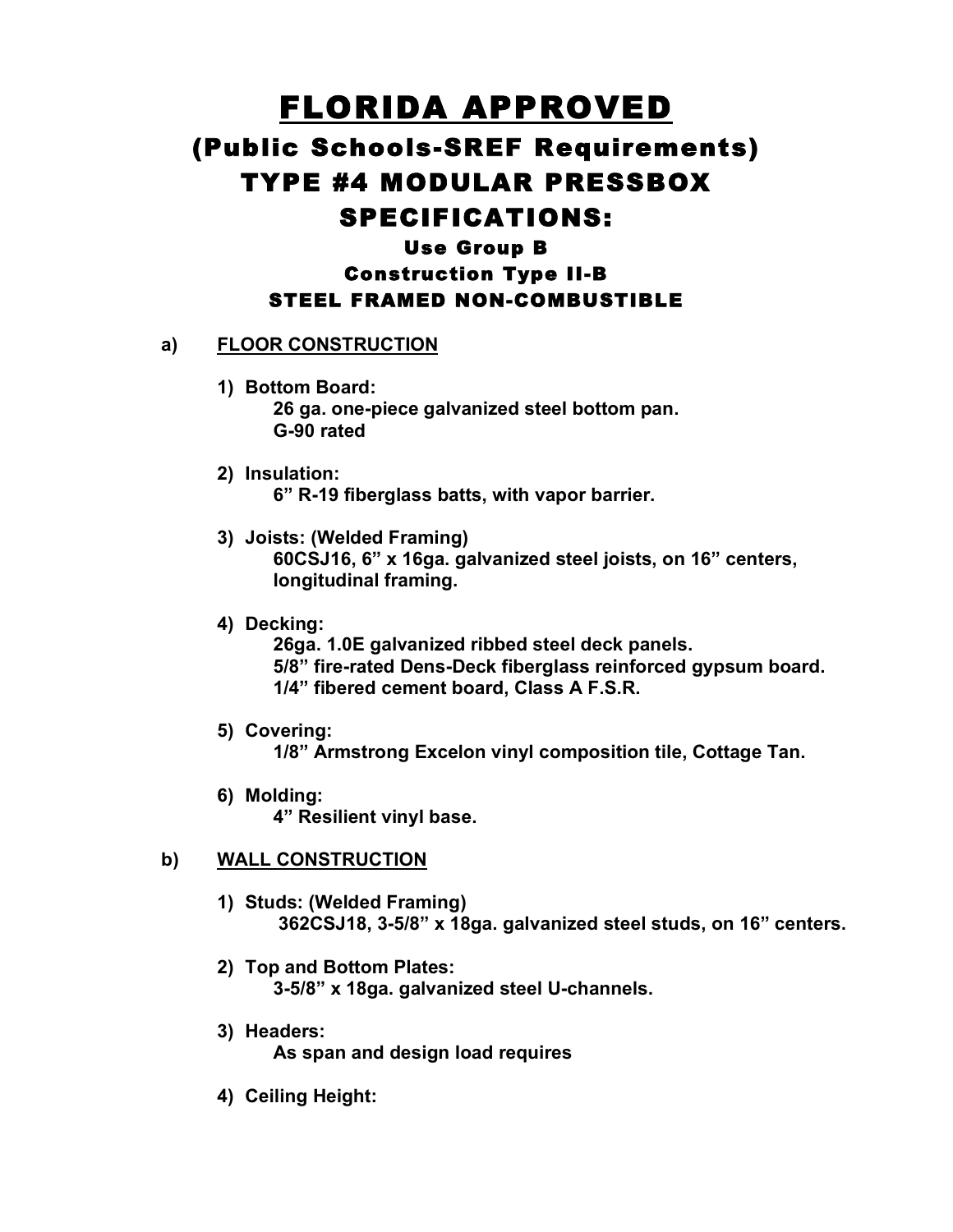# FLORIDA APPROVED

## (Public Schools-SREF Requirements)

## TYPE #4 MODULAR PRESSBOX

## SPECIFICATIONS:

### Use Group B

### Construction Type II-B

### STEEL FRAMED NON-COMBUSTIBLE

**a) FLOOR CONSTRUCTION**

1) **Bottom Board:**
   **26 ga. one-piece galvanized steel bottom pan.**
   **G-90 rated**

2) **Insulation:**
   **6" R-19 fiberglass batts, with vapor barrier.**

3) **Joists: (Welded Framing)**
   **60CSJ16, 6" x 16ga. galvanized steel joists, on 16" centers, longitudinal framing.**

4) **Decking:**
   **26ga. 1.0E galvanized ribbed steel deck panels.**
   **5/8" fire-rated Dens-Deck fiberglass reinforced gypsum board.**
   **1/4" fibered cement board, Class A F.S.R.**

5) **Covering:**
   **1/8" Armstrong Excelon vinyl composition tile, Cottage Tan.**

6) **Molding:**
   **4" Resilient vinyl base.**

**b) WALL CONSTRUCTION**

1) **Studs: (Welded Framing)**
   **362CSJ18, 3-5/8" x 18ga. galvanized steel studs, on 16" centers.**

2) **Top and Bottom Plates:**
   **3-5/8" x 18ga. galvanized steel U-channels.**

3) **Headers:**
   **As span and design load requires**

4) **Ceiling Height:**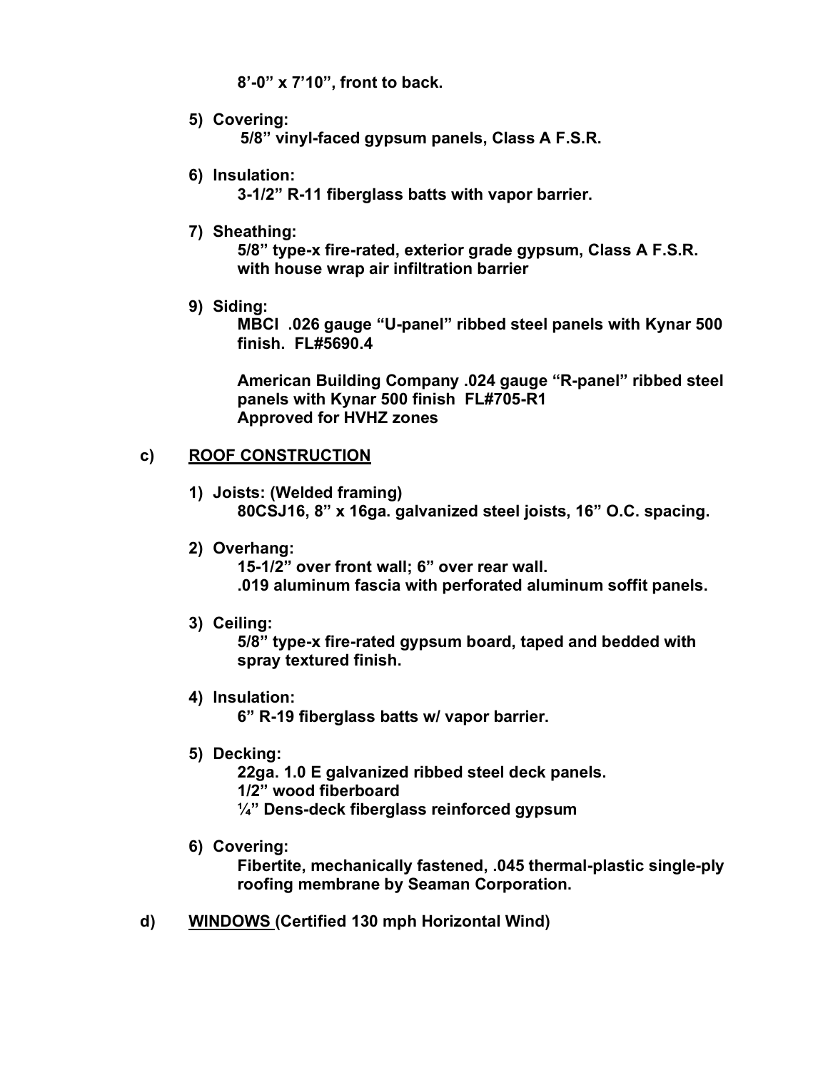**8'-0" x 7'10", front to back.**

5) **Covering:**
   **5/8" vinyl-faced gypsum panels, Class A F.S.R.**

6) **Insulation:**
   **3-1/2" R-11 fiberglass batts with vapor barrier.**

7) **Sheathing:**
   **5/8" type-x fire-rated, exterior grade gypsum, Class A F.S.R. with house wrap air infiltration barrier**

9) **Siding:**
   **MBCI .026 gauge "U-panel" ribbed steel panels with Kynar 500 finish. FL#5690.4**

   **American Building Company .024 gauge "R-panel" ribbed steel panels with Kynar 500 finish FL#705-R1**
   **Approved for HVHZ zones**

**c) <u>ROOF CONSTRUCTION</u>**

1) **Joists: (Welded framing)**
   **80CSJ16, 8" x 16ga. galvanized steel joists, 16" O.C. spacing.**

2) **Overhang:**
   **15-1/2" over front wall; 6" over rear wall.**
   **.019 aluminum fascia with perforated aluminum soffit panels.**

3) **Ceiling:**
   **5/8" type-x fire-rated gypsum board, taped and bedded with spray textured finish.**

4) **Insulation:**
   **6" R-19 fiberglass batts w/ vapor barrier.**

5) **Decking:**
   **22ga. 1.0 E galvanized ribbed steel deck panels.**
   **1/2" wood fiberboard**
   **¼" Dens-deck fiberglass reinforced gypsum**

6) **Covering:**
   **Fibertite, mechanically fastened, .045 thermal-plastic single-ply roofing membrane by Seaman Corporation.**

**d) <u>WINDOWS</u> (Certified 130 mph Horizontal Wind)**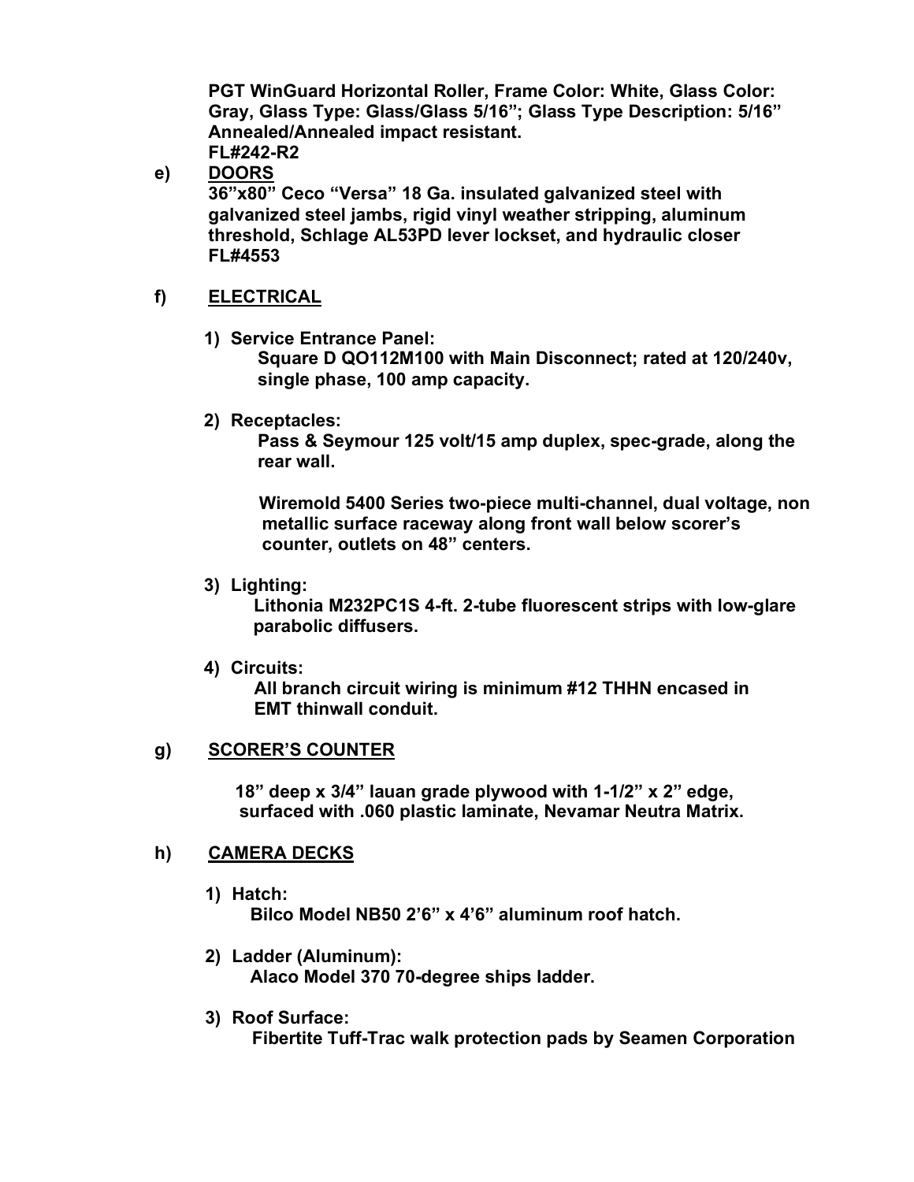**PGT WinGuard Horizontal Roller, Frame Color: White, Glass Color: Gray, Glass Type: Glass/Glass 5/16"; Glass Type Description: 5/16" Annealed/Annealed impact resistant.**
**FL#242-R2**

**e) <u>DOORS</u>**

**36"x80" Ceco "Versa" 18 Ga. insulated galvanized steel with galvanized steel jambs, rigid vinyl weather stripping, aluminum threshold, Schlage AL53PD lever lockset, and hydraulic closer**
**FL#4553**

**f) <u>ELECTRICAL</u>**

**1) Service Entrance Panel:**
**Square D QO112M100 with Main Disconnect; rated at 120/240v, single phase, 100 amp capacity.**

**2) Receptacles:**
**Pass & Seymour 125 volt/15 amp duplex, spec-grade, along the rear wall.**

**Wiremold 5400 Series two-piece multi-channel, dual voltage, non metallic surface raceway along front wall below scorer's counter, outlets on 48" centers.**

**3) Lighting:**
**Lithonia M232PC1S 4-ft. 2-tube fluorescent strips with low-glare parabolic diffusers.**

**4) Circuits:**
**All branch circuit wiring is minimum #12 THHN encased in EMT thinwall conduit.**

**g) <u>SCORER'S COUNTER</u>**

**18" deep x 3/4" lauan grade plywood with 1-1/2" x 2" edge, surfaced with .060 plastic laminate, Nevamar Neutra Matrix.**

**h) <u>CAMERA DECKS</u>**

**1) Hatch:**
**Bilco Model NB50 2'6" x 4'6" aluminum roof hatch.**

**2) Ladder (Aluminum):**
**Alaco Model 370 70-degree ships ladder.**

**3) Roof Surface:**
**Fibertite Tuff-Trac walk protection pads by Seamen Corporation**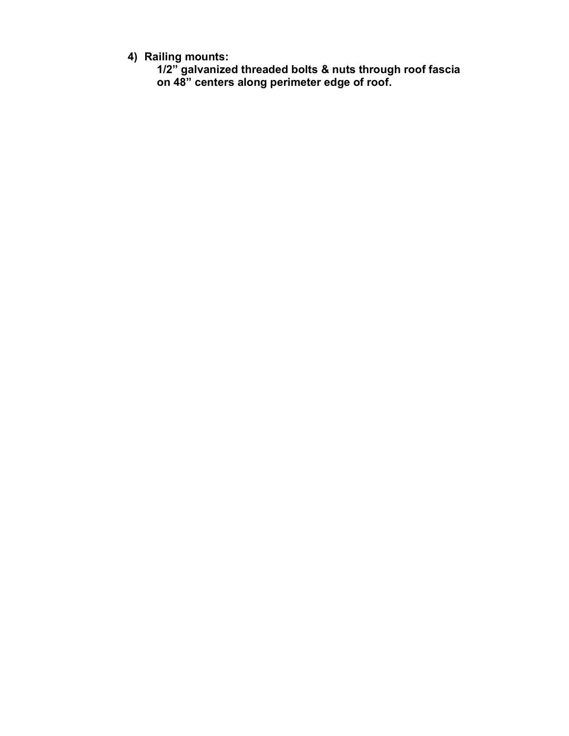4) **Railing mounts:**

   **1/2" galvanized threaded bolts & nuts through roof fascia on 48" centers along perimeter edge of roof.**